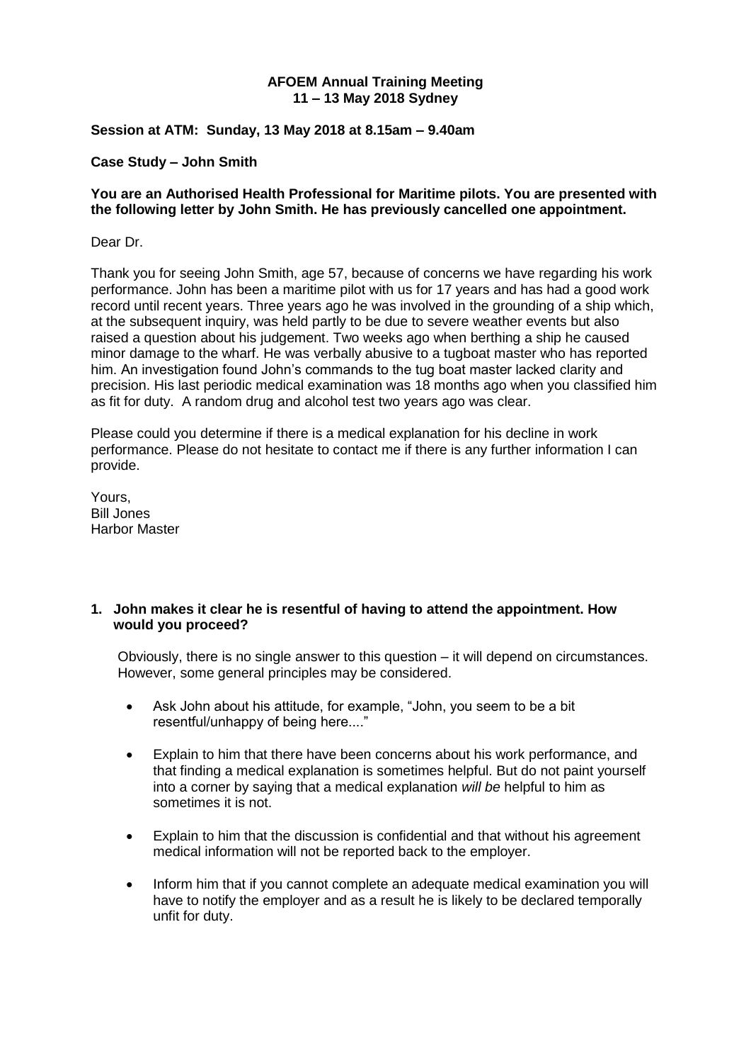**AFOEM Annual Training Meeting**
**11 – 13 May 2018 Sydney**

**Session at ATM: Sunday, 13 May 2018 at 8.15am – 9.40am**

**Case Study – John Smith**

**You are an Authorised Health Professional for Maritime pilots. You are presented with the following letter by John Smith. He has previously cancelled one appointment.**

Dear Dr.

Thank you for seeing John Smith, age 57, because of concerns we have regarding his work performance. John has been a maritime pilot with us for 17 years and has had a good work record until recent years. Three years ago he was involved in the grounding of a ship which, at the subsequent inquiry, was held partly to be due to severe weather events but also raised a question about his judgement. Two weeks ago when berthing a ship he caused minor damage to the wharf. He was verbally abusive to a tugboat master who has reported him. An investigation found John's commands to the tug boat master lacked clarity and precision. His last periodic medical examination was 18 months ago when you classified him as fit for duty. A random drug and alcohol test two years ago was clear.

Please could you determine if there is a medical explanation for his decline in work performance. Please do not hesitate to contact me if there is any further information I can provide.

Yours,
Bill Jones
Harbor Master

**1. John makes it clear he is resentful of having to attend the appointment. How would you proceed?**

Obviously, there is no single answer to this question – it will depend on circumstances. However, some general principles may be considered.

- Ask John about his attitude, for example, "John, you seem to be a bit resentful/unhappy of being here...."
- Explain to him that there have been concerns about his work performance, and that finding a medical explanation is sometimes helpful. But do not paint yourself into a corner by saying that a medical explanation *will be* helpful to him as sometimes it is not.
- Explain to him that the discussion is confidential and that without his agreement medical information will not be reported back to the employer.
- Inform him that if you cannot complete an adequate medical examination you will have to notify the employer and as a result he is likely to be declared temporally unfit for duty.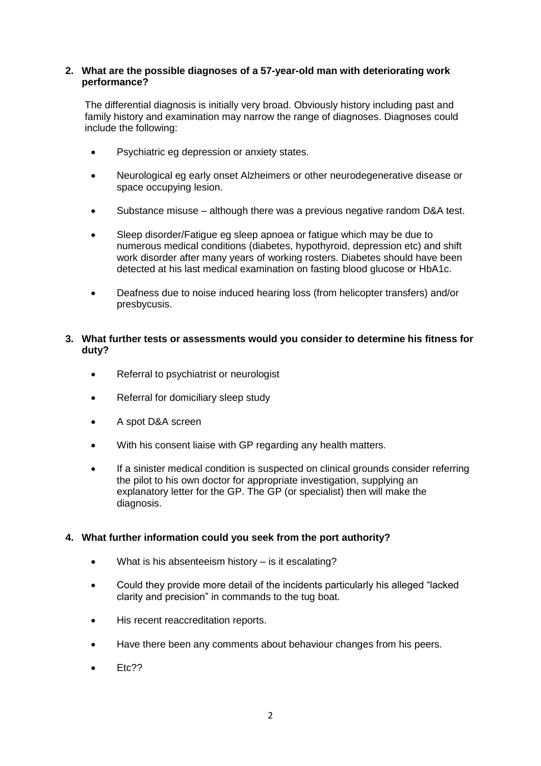**2. What are the possible diagnoses of a 57-year-old man with deteriorating work performance?**

The differential diagnosis is initially very broad. Obviously history including past and family history and examination may narrow the range of diagnoses. Diagnoses could include the following:

- Psychiatric eg depression or anxiety states.
- Neurological eg early onset Alzheimers or other neurodegenerative disease or space occupying lesion.
- Substance misuse – although there was a previous negative random D&A test.
- Sleep disorder/Fatigue eg sleep apnoea or fatigue which may be due to numerous medical conditions (diabetes, hypothyroid, depression etc) and shift work disorder after many years of working rosters. Diabetes should have been detected at his last medical examination on fasting blood glucose or HbA1c.
- Deafness due to noise induced hearing loss (from helicopter transfers) and/or presbycusis.

**3. What further tests or assessments would you consider to determine his fitness for duty?**

- Referral to psychiatrist or neurologist
- Referral for domiciliary sleep study
- A spot D&A screen
- With his consent liaise with GP regarding any health matters.
- If a sinister medical condition is suspected on clinical grounds consider referring the pilot to his own doctor for appropriate investigation, supplying an explanatory letter for the GP. The GP (or specialist) then will make the diagnosis.

**4. What further information could you seek from the port authority?**

- What is his absenteeism history – is it escalating?
- Could they provide more detail of the incidents particularly his alleged "lacked clarity and precision" in commands to the tug boat.
- His recent reaccreditation reports.
- Have there been any comments about behaviour changes from his peers.
- Etc??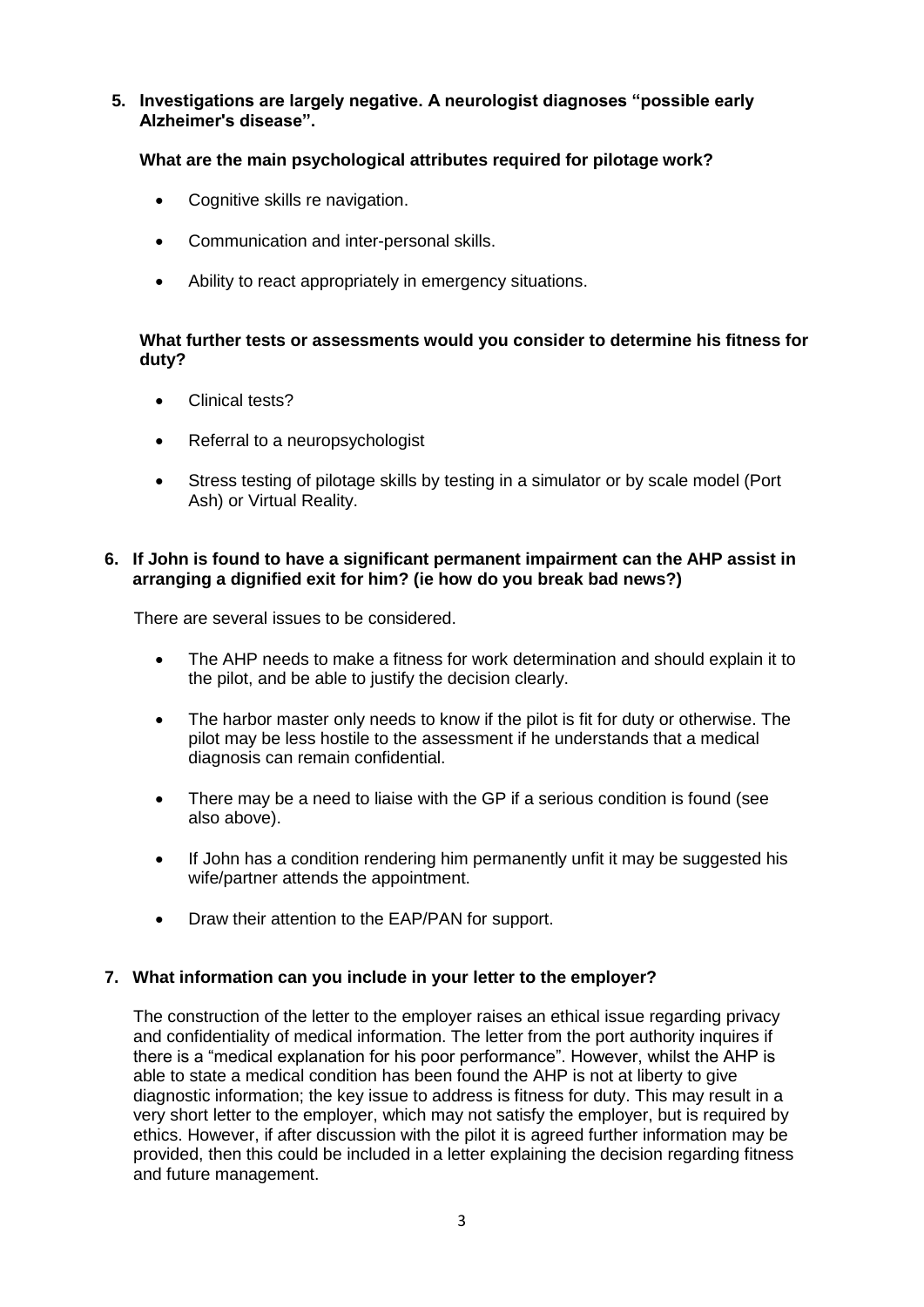**5. Investigations are largely negative. A neurologist diagnoses "possible early Alzheimer's disease".**

**What are the main psychological attributes required for pilotage work?**

- Cognitive skills re navigation.
- Communication and inter-personal skills.
- Ability to react appropriately in emergency situations.

**What further tests or assessments would you consider to determine his fitness for duty?**

- Clinical tests?
- Referral to a neuropsychologist
- Stress testing of pilotage skills by testing in a simulator or by scale model (Port Ash) or Virtual Reality.

**6. If John is found to have a significant permanent impairment can the AHP assist in arranging a dignified exit for him? (ie how do you break bad news?)**

There are several issues to be considered.

- The AHP needs to make a fitness for work determination and should explain it to the pilot, and be able to justify the decision clearly.
- The harbor master only needs to know if the pilot is fit for duty or otherwise. The pilot may be less hostile to the assessment if he understands that a medical diagnosis can remain confidential.
- There may be a need to liaise with the GP if a serious condition is found (see also above).
- If John has a condition rendering him permanently unfit it may be suggested his wife/partner attends the appointment.
- Draw their attention to the EAP/PAN for support.

**7. What information can you include in your letter to the employer?**

The construction of the letter to the employer raises an ethical issue regarding privacy and confidentiality of medical information. The letter from the port authority inquires if there is a "medical explanation for his poor performance". However, whilst the AHP is able to state a medical condition has been found the AHP is not at liberty to give diagnostic information; the key issue to address is fitness for duty. This may result in a very short letter to the employer, which may not satisfy the employer, but is required by ethics. However, if after discussion with the pilot it is agreed further information may be provided, then this could be included in a letter explaining the decision regarding fitness and future management.